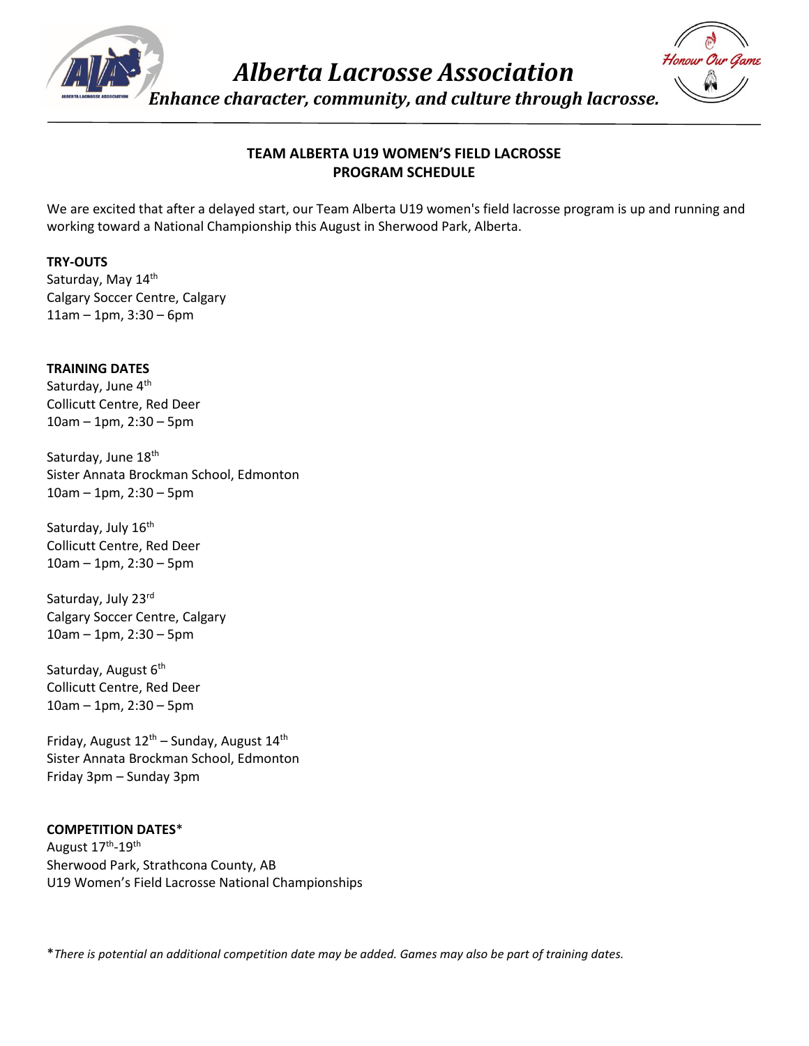# Alberta Lacrosse Association

*Enhance character, community, and culture through lacrosse.*

## TEAM ALBERTA U19 WOMEN'S FIELD LACROSSE PROGRAM SCHEDULE

We are excited that after a delayed start, our Team Alberta U19 women's field lacrosse program is up and running and working toward a National Championship this August in Sherwood Park, Alberta.

**TRY-OUTS**
Saturday, May 14th
Calgary Soccer Centre, Calgary
11am – 1pm, 3:30 – 6pm

**TRAINING DATES**
Saturday, June 4th
Collicutt Centre, Red Deer
10am – 1pm, 2:30 – 5pm

Saturday, June 18th
Sister Annata Brockman School, Edmonton
10am – 1pm, 2:30 – 5pm

Saturday, July 16th
Collicutt Centre, Red Deer
10am – 1pm, 2:30 – 5pm

Saturday, July 23rd
Calgary Soccer Centre, Calgary
10am – 1pm, 2:30 – 5pm

Saturday, August 6th
Collicutt Centre, Red Deer
10am – 1pm, 2:30 – 5pm

Friday, August 12th – Sunday, August 14th
Sister Annata Brockman School, Edmonton
Friday 3pm – Sunday 3pm

**COMPETITION DATES***
August 17th-19th
Sherwood Park, Strathcona County, AB
U19 Women's Field Lacrosse National Championships

**There is potential an additional competition date may be added. Games may also be part of training dates.*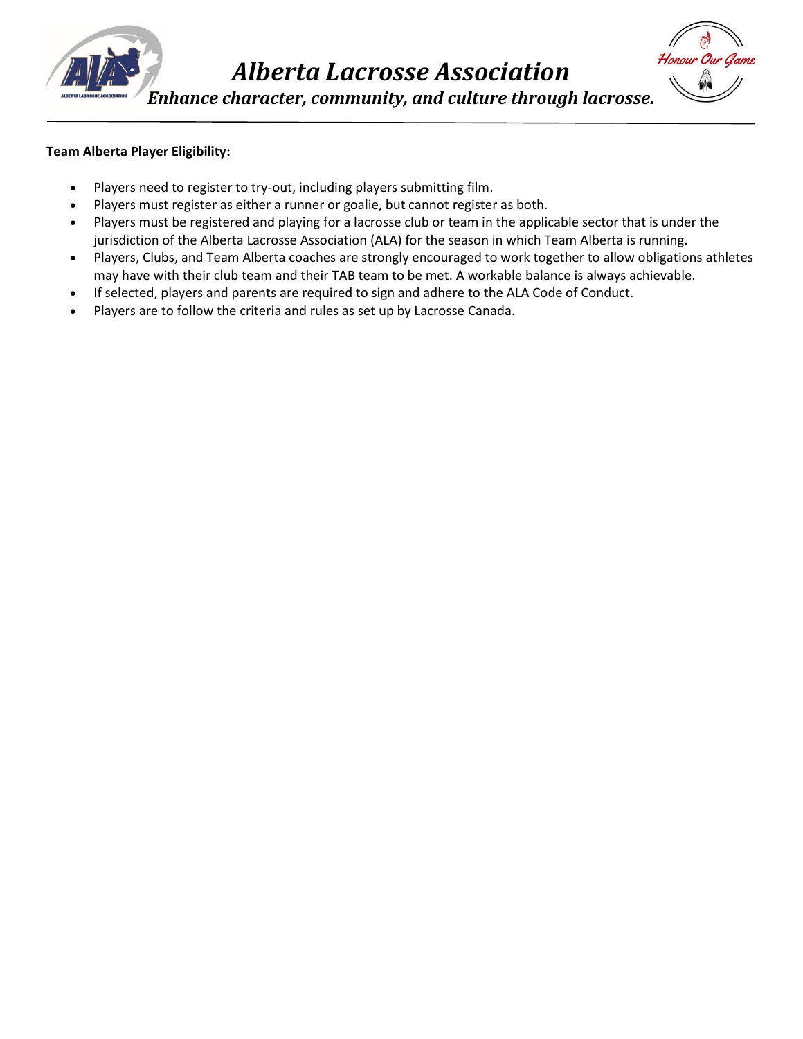**Team Alberta Player Eligibility:**

- Players need to register to try-out, including players submitting film.
- Players must register as either a runner or goalie, but cannot register as both.
- Players must be registered and playing for a lacrosse club or team in the applicable sector that is under the jurisdiction of the Alberta Lacrosse Association (ALA) for the season in which Team Alberta is running.
- Players, Clubs, and Team Alberta coaches are strongly encouraged to work together to allow obligations athletes may have with their club team and their TAB team to be met. A workable balance is always achievable.
- If selected, players and parents are required to sign and adhere to the ALA Code of Conduct.
- Players are to follow the criteria and rules as set up by Lacrosse Canada.